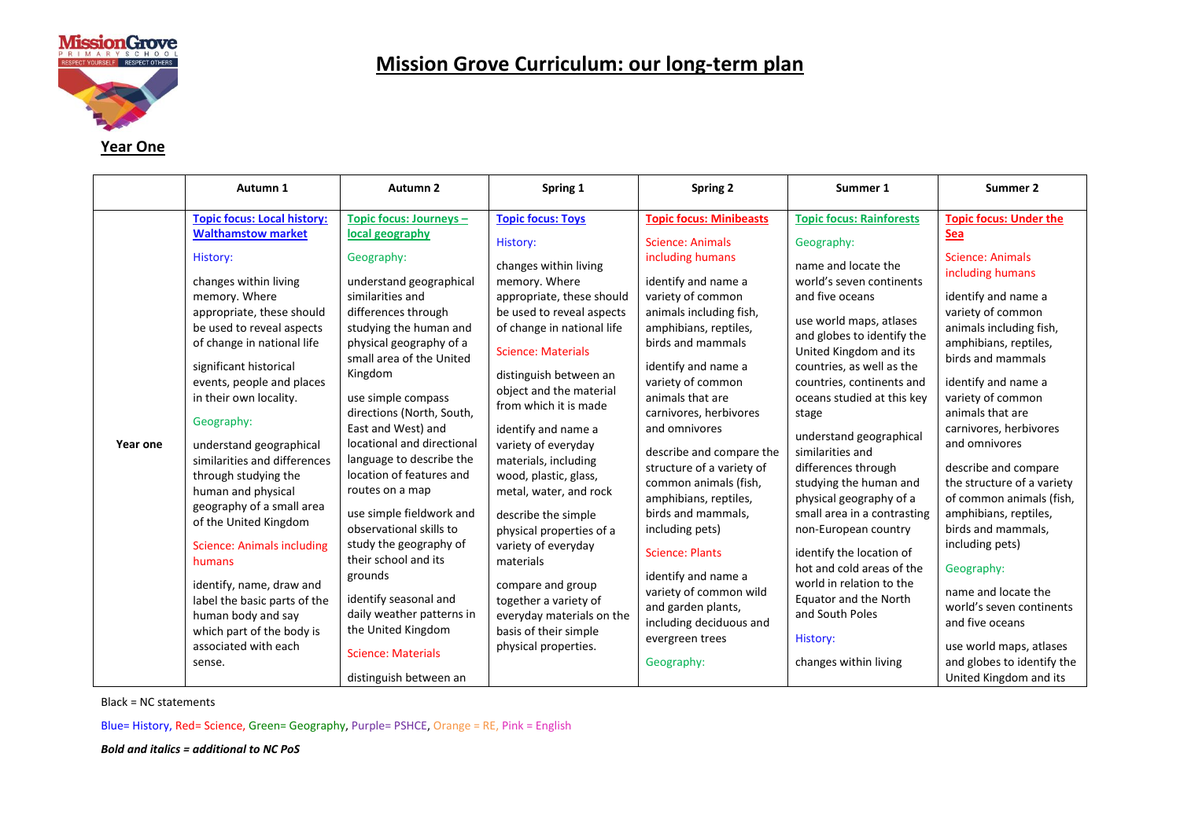# Mission Grove Curriculum: our long-term plan

## Year One

| | Autumn 1 | Autumn 2 | Spring 1 | Spring 2 | Summer 1 | Summer 2 |
|---|---|---|---|---|---|---|
| **Year one** | **Topic focus: Local history: Walthamstow market**<br><br>History:<br><br>changes within living memory. Where appropriate, these should be used to reveal aspects of change in national life<br><br>significant historical events, people and places in their own locality.<br><br>Geography:<br><br>understand geographical similarities and differences through studying the human and physical geography of a small area of the United Kingdom<br><br>Science: Animals including humans<br><br>identify, name, draw and label the basic parts of the human body and say which part of the body is associated with each sense. | **Topic focus: Journeys – local geography**<br><br>Geography:<br><br>understand geographical similarities and differences through studying the human and physical geography of a small area of the United Kingdom<br><br>use simple compass directions (North, South, East and West) and locational and directional language to describe the location of features and routes on a map<br><br>use simple fieldwork and observational skills to study the geography of their school and its grounds<br><br>identify seasonal and daily weather patterns in the United Kingdom<br><br>Science: Materials<br><br>distinguish between an | **Topic focus: Toys**<br><br>History:<br><br>changes within living memory. Where appropriate, these should be used to reveal aspects of change in national life<br><br>Science: Materials<br><br>distinguish between an object and the material from which it is made<br><br>identify and name a variety of everyday materials, including wood, plastic, glass, metal, water, and rock<br><br>describe the simple physical properties of a variety of everyday materials<br><br>compare and group together a variety of everyday materials on the basis of their simple physical properties. | **Topic focus: Minibeasts**<br><br>Science: Animals including humans<br><br>identify and name a variety of common animals including fish, amphibians, reptiles, birds and mammals<br><br>identify and name a variety of common animals that are carnivores, herbivores and omnivores<br><br>describe and compare the structure of a variety of common animals (fish, amphibians, reptiles, birds and mammals, including pets)<br><br>Science: Plants<br><br>identify and name a variety of common wild and garden plants, including deciduous and evergreen trees<br><br>Geography: | **Topic focus: Rainforests**<br><br>Geography:<br><br>name and locate the world's seven continents and five oceans<br><br>use world maps, atlases and globes to identify the United Kingdom and its countries, as well as the countries, continents and oceans studied at this key stage<br><br>understand geographical similarities and differences through studying the human and physical geography of a small area in a contrasting non-European country<br><br>identify the location of hot and cold areas of the world in relation to the Equator and the North and South Poles<br><br>History:<br><br>changes within living | **Topic focus: Under the Sea**<br><br>Science: Animals including humans<br><br>identify and name a variety of common animals including fish, amphibians, reptiles, birds and mammals<br><br>identify and name a variety of common animals that are carnivores, herbivores and omnivores<br><br>describe and compare the structure of a variety of common animals (fish, amphibians, reptiles, birds and mammals, including pets)<br><br>Geography:<br><br>name and locate the world's seven continents and five oceans<br><br>use world maps, atlases and globes to identify the United Kingdom and its |

Black = NC statements

Blue= History, Red= Science, Green= Geography, Purple= PSHCE, Orange = RE, Pink = English

***Bold and italics = additional to NC PoS***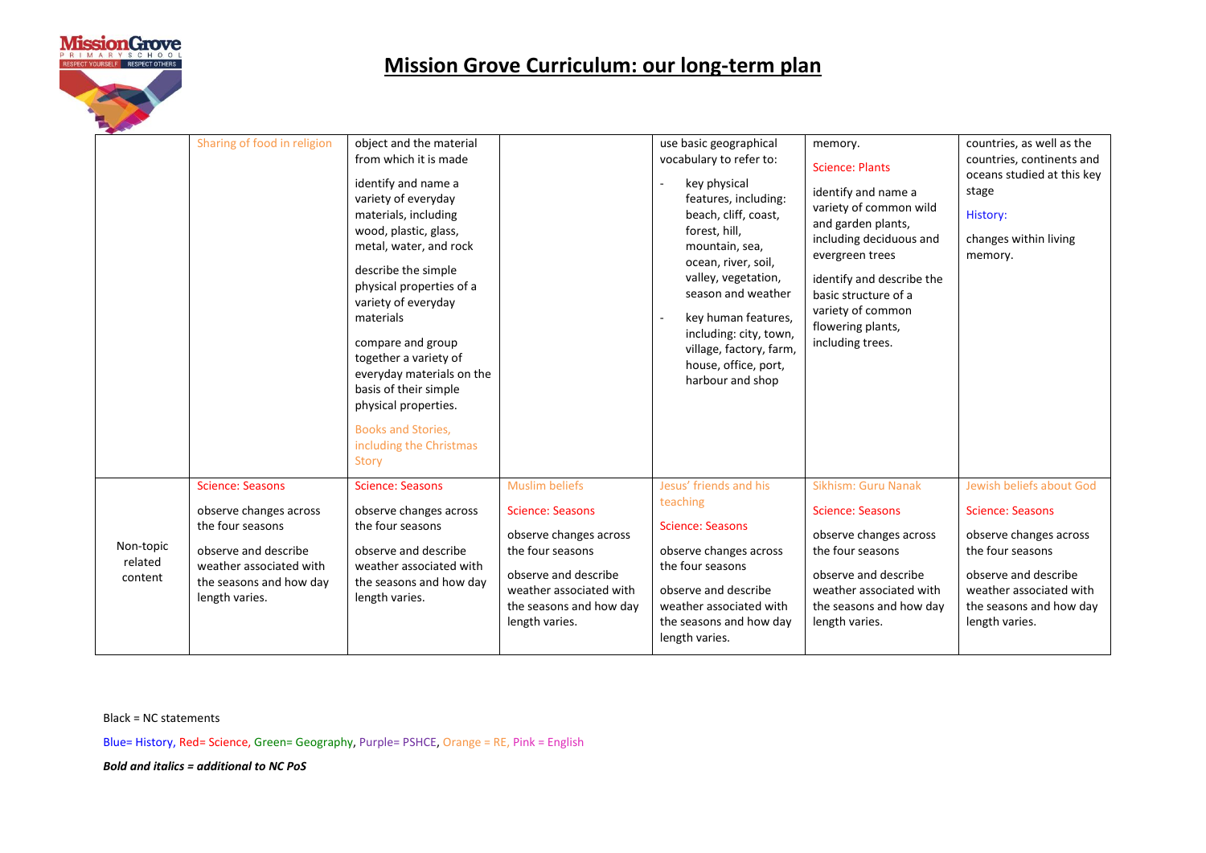# Mission Grove Curriculum: our long-term plan

| | | | | | | |
|---|---|---|---|---|---|---|
| | Sharing of food in religion | object and the material from which it is made<br><br>identify and name a variety of everyday materials, including wood, plastic, glass, metal, water, and rock<br><br>describe the simple physical properties of a variety of everyday materials<br><br>compare and group together a variety of everyday materials on the basis of their simple physical properties.<br><br>Books and Stories, including the Christmas Story | | use basic geographical vocabulary to refer to:<br>- key physical features, including: beach, cliff, coast, forest, hill, mountain, sea, ocean, river, soil, valley, vegetation, season and weather<br>- key human features, including: city, town, village, factory, farm, house, office, port, harbour and shop | memory.<br><br>Science: Plants<br><br>identify and name a variety of common wild and garden plants, including deciduous and evergreen trees<br><br>identify and describe the basic structure of a variety of common flowering plants, including trees. | countries, as well as the countries, continents and oceans studied at this key stage<br><br>History:<br><br>changes within living memory. |
| Non-topic related content | Science: Seasons<br><br>observe changes across the four seasons<br><br>observe and describe weather associated with the seasons and how day length varies. | Science: Seasons<br><br>observe changes across the four seasons<br><br>observe and describe weather associated with the seasons and how day length varies. | Muslim beliefs<br><br>Science: Seasons<br><br>observe changes across the four seasons<br><br>observe and describe weather associated with the seasons and how day length varies. | Jesus' friends and his teaching<br><br>Science: Seasons<br><br>observe changes across the four seasons<br><br>observe and describe weather associated with the seasons and how day length varies. | Sikhism: Guru Nanak<br><br>Science: Seasons<br><br>observe changes across the four seasons<br><br>observe and describe weather associated with the seasons and how day length varies. | Jewish beliefs about God<br><br>Science: Seasons<br><br>observe changes across the four seasons<br><br>observe and describe weather associated with the seasons and how day length varies. |

Black = NC statements

Blue= History, Red= Science, Green= Geography, Purple= PSHCE, Orange = RE, Pink = English

***Bold and italics = additional to NC PoS***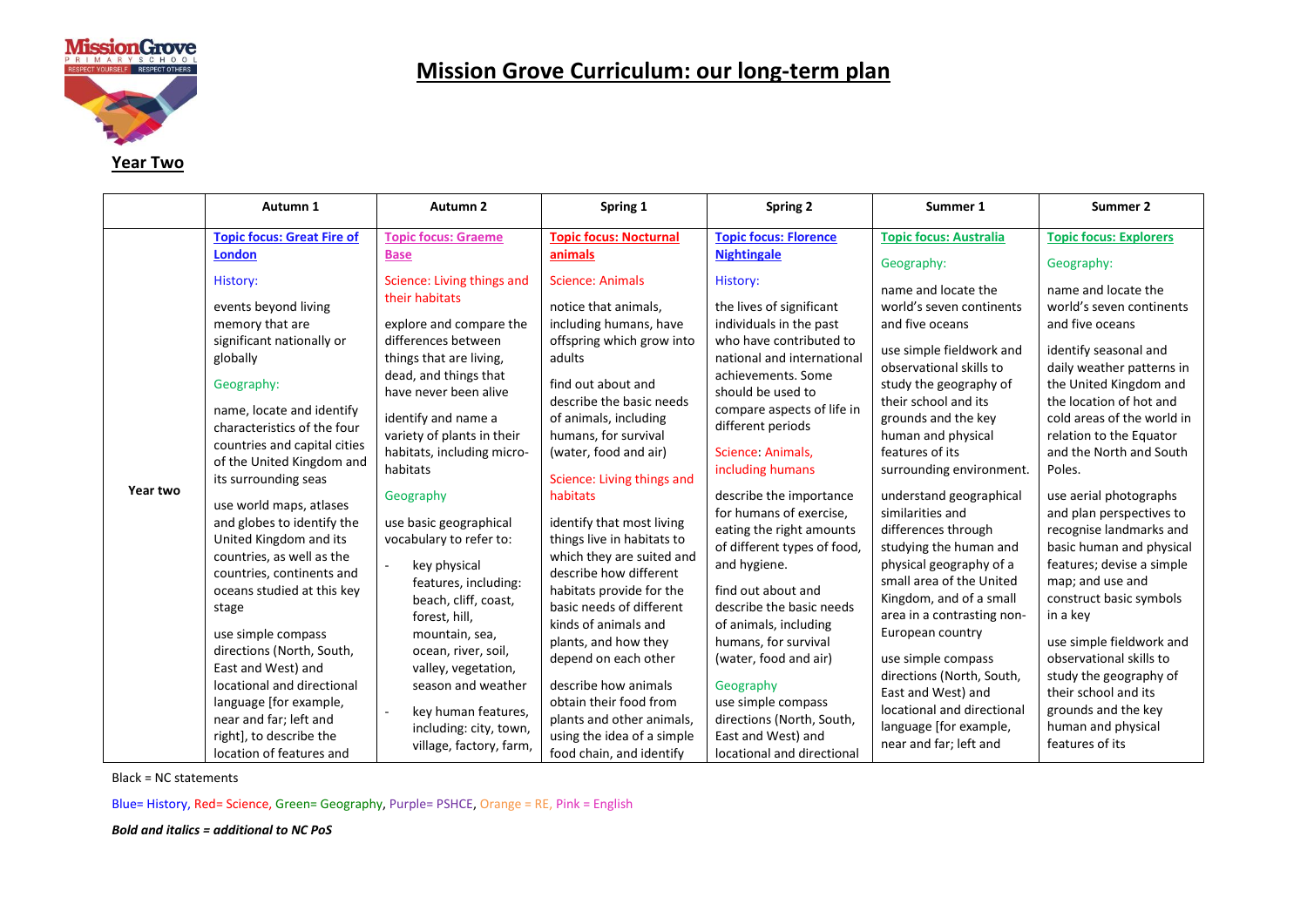# Mission Grove Curriculum: our long-term plan

## Year Two

| | Autumn 1 | Autumn 2 | Spring 1 | Spring 2 | Summer 1 | Summer 2 |
|---|---|---|---|---|---|---|
| Year two | **Topic focus: Great Fire of London**<br><br>History:<br><br>events beyond living memory that are significant nationally or globally<br><br>Geography:<br><br>name, locate and identify characteristics of the four countries and capital cities of the United Kingdom and its surrounding seas<br><br>use world maps, atlases and globes to identify the United Kingdom and its countries, as well as the countries, continents and oceans studied at this key stage<br><br>use simple compass directions (North, South, East and West) and locational and directional language [for example, near and far; left and right], to describe the location of features and | **Topic focus: Graeme Base**<br><br>Science: Living things and their habitats<br><br>explore and compare the differences between things that are living, dead, and things that have never been alive<br><br>identify and name a variety of plants in their habitats, including micro-habitats<br><br>Geography<br><br>use basic geographical vocabulary to refer to:<br><br>- key physical features, including: beach, cliff, coast, forest, hill, mountain, sea, ocean, river, soil, valley, vegetation, season and weather<br>- key human features, including: city, town, village, factory, farm, | **Topic focus: Nocturnal animals**<br><br>Science: Animals<br><br>notice that animals, including humans, have offspring which grow into adults<br><br>find out about and describe the basic needs of animals, including humans, for survival (water, food and air)<br><br>Science: Living things and habitats<br><br>identify that most living things live in habitats to which they are suited and describe how different habitats provide for the basic needs of different kinds of animals and plants, and how they depend on each other<br><br>describe how animals obtain their food from plants and other animals, using the idea of a simple food chain, and identify | **Topic focus: Florence Nightingale**<br><br>History:<br><br>the lives of significant individuals in the past who have contributed to national and international achievements. Some should be used to compare aspects of life in different periods<br><br>Science: Animals, including humans<br><br>describe the importance for humans of exercise, eating the right amounts of different types of food, and hygiene.<br><br>find out about and describe the basic needs of animals, including humans, for survival (water, food and air)<br><br>Geography<br>use simple compass directions (North, South, East and West) and locational and directional | **Topic focus: Australia**<br><br>Geography:<br><br>name and locate the world's seven continents and five oceans<br><br>use simple fieldwork and observational skills to study the geography of their school and its grounds and the key human and physical features of its surrounding environment.<br><br>understand geographical similarities and differences through studying the human and physical geography of a small area of the United Kingdom, and of a small area in a contrasting non-European country<br><br>use simple compass directions (North, South, East and West) and locational and directional language [for example, near and far; left and | **Topic focus: Explorers**<br><br>Geography:<br><br>name and locate the world's seven continents and five oceans<br><br>identify seasonal and daily weather patterns in the United Kingdom and the location of hot and cold areas of the world in relation to the Equator and the North and South Poles.<br><br>use aerial photographs and plan perspectives to recognise landmarks and basic human and physical features; devise a simple map; and use and construct basic symbols in a key<br><br>use simple fieldwork and observational skills to study the geography of their school and its grounds and the key human and physical features of its |

Black = NC statements

Blue= History, Red= Science, Green= Geography, Purple= PSHCE, Orange = RE, Pink = English

***Bold and italics = additional to NC PoS***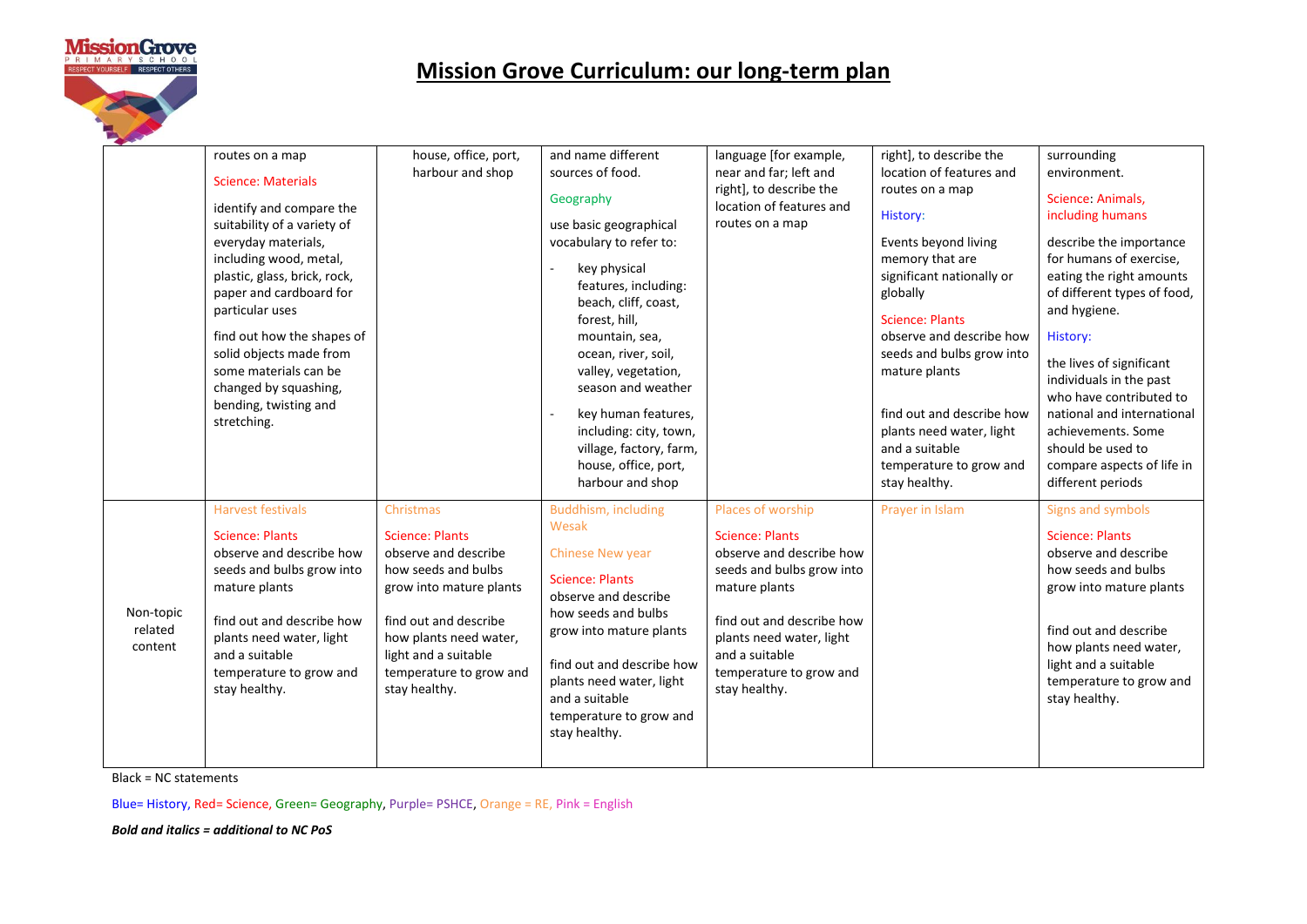# Mission Grove Curriculum: our long-term plan

| | | | | | | |
|---|---|---|---|---|---|---|
| | routes on a map<br><br>Science: Materials<br><br>identify and compare the suitability of a variety of everyday materials, including wood, metal, plastic, glass, brick, rock, paper and cardboard for particular uses<br><br>find out how the shapes of solid objects made from some materials can be changed by squashing, bending, twisting and stretching. | house, office, port, harbour and shop | and name different sources of food.<br><br>Geography<br><br>use basic geographical vocabulary to refer to:<br>- key physical features, including: beach, cliff, coast, forest, hill, mountain, sea, ocean, river, soil, valley, vegetation, season and weather<br>- key human features, including: city, town, village, factory, farm, house, office, port, harbour and shop | language [for example, near and far; left and right], to describe the location of features and routes on a map | right], to describe the location of features and routes on a map<br><br>History:<br><br>Events beyond living memory that are significant nationally or globally<br><br>Science: Plants<br>observe and describe how seeds and bulbs grow into mature plants<br><br>find out and describe how plants need water, light and a suitable temperature to grow and stay healthy. | surrounding environment.<br><br>Science: Animals, including humans<br><br>describe the importance for humans of exercise, eating the right amounts of different types of food, and hygiene.<br><br>History:<br><br>the lives of significant individuals in the past who have contributed to national and international achievements. Some should be used to compare aspects of life in different periods |
| Non-topic related content | Harvest festivals<br><br>Science: Plants<br>observe and describe how seeds and bulbs grow into mature plants<br><br>find out and describe how plants need water, light and a suitable temperature to grow and stay healthy. | Christmas<br><br>Science: Plants<br>observe and describe how seeds and bulbs grow into mature plants<br><br>find out and describe how plants need water, light and a suitable temperature to grow and stay healthy. | Buddhism, including Wesak<br><br>Chinese New year<br><br>Science: Plants<br>observe and describe how seeds and bulbs grow into mature plants<br><br>find out and describe how plants need water, light and a suitable temperature to grow and stay healthy. | Places of worship<br><br>Science: Plants<br>observe and describe how seeds and bulbs grow into mature plants<br><br>find out and describe how plants need water, light and a suitable temperature to grow and stay healthy. | Prayer in Islam | Signs and symbols<br><br>Science: Plants<br>observe and describe how seeds and bulbs grow into mature plants<br><br>find out and describe how plants need water, light and a suitable temperature to grow and stay healthy. |

Black = NC statements

Blue= History, Red= Science, Green= Geography, Purple= PSHCE, Orange = RE, Pink = English

***Bold and italics = additional to NC PoS***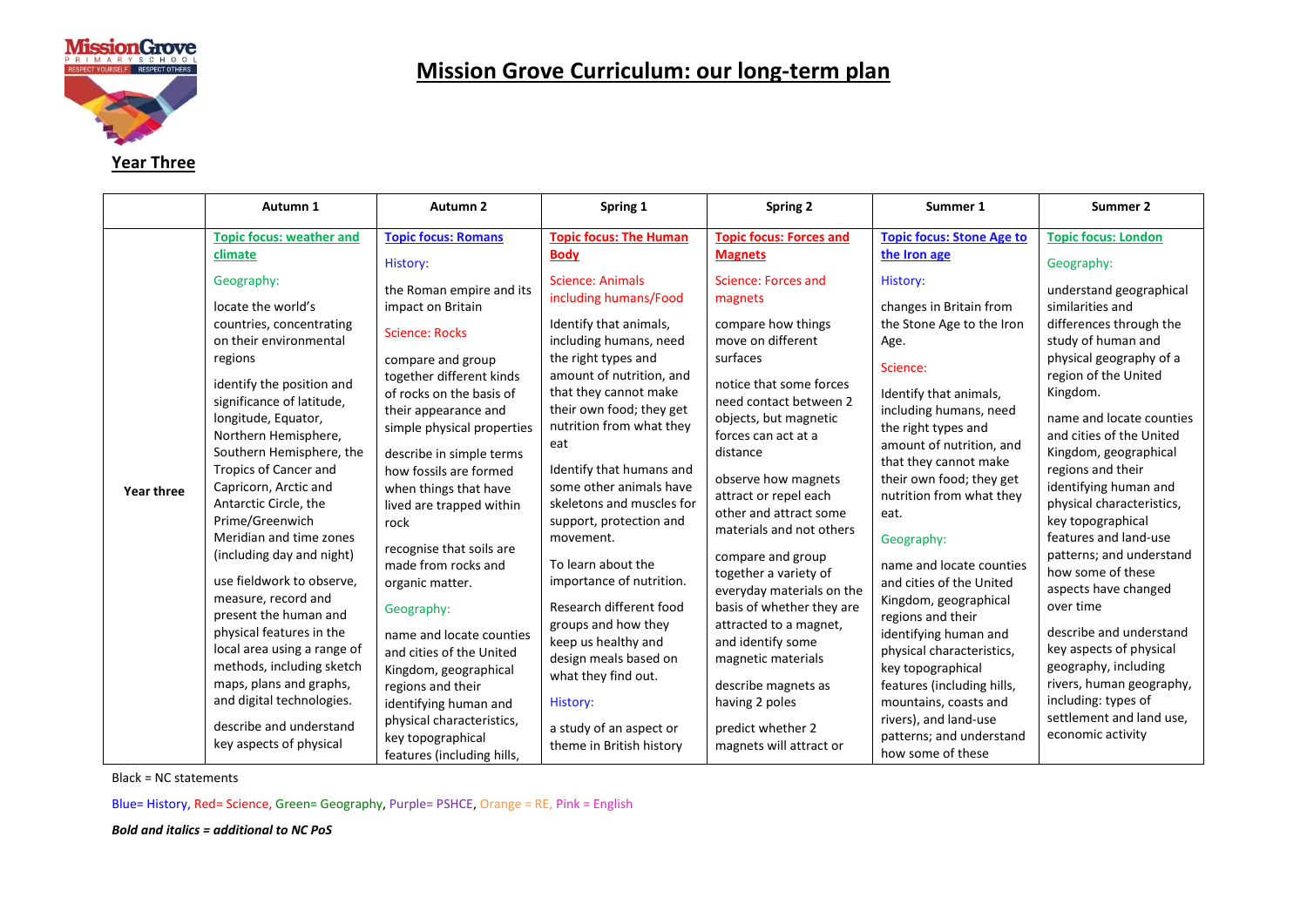# Mission Grove Curriculum: our long-term plan

**Year Three**

| | Autumn 1 | Autumn 2 | Spring 1 | Spring 2 | Summer 1 | Summer 2 |
|---|---|---|---|---|---|---|
| **Year three** | **Topic focus: weather and climate**<br><br>Geography:<br><br>locate the world's countries, concentrating on their environmental regions<br><br>identify the position and significance of latitude, longitude, Equator, Northern Hemisphere, Southern Hemisphere, the Tropics of Cancer and Capricorn, Arctic and Antarctic Circle, the Prime/Greenwich Meridian and time zones (including day and night)<br><br>use fieldwork to observe, measure, record and present the human and physical features in the local area using a range of methods, including sketch maps, plans and graphs, and digital technologies.<br><br>describe and understand key aspects of physical | **Topic focus: Romans**<br><br>History:<br><br>the Roman empire and its impact on Britain<br><br>Science: Rocks<br><br>compare and group together different kinds of rocks on the basis of their appearance and simple physical properties<br><br>describe in simple terms how fossils are formed when things that have lived are trapped within rock<br><br>recognise that soils are made from rocks and organic matter.<br><br>Geography:<br><br>name and locate counties and cities of the United Kingdom, geographical regions and their identifying human and physical characteristics, key topographical features (including hills, | **Topic focus: The Human Body**<br><br>Science: Animals including humans/Food<br><br>Identify that animals, including humans, need the right types and amount of nutrition, and that they cannot make their own food; they get nutrition from what they eat<br><br>Identify that humans and some other animals have skeletons and muscles for support, protection and movement.<br><br>To learn about the importance of nutrition.<br><br>Research different food groups and how they keep us healthy and design meals based on what they find out.<br><br>History:<br><br>a study of an aspect or theme in British history | **Topic focus: Forces and Magnets**<br><br>Science: Forces and magnets<br><br>compare how things move on different surfaces<br><br>notice that some forces need contact between 2 objects, but magnetic forces can act at a distance<br><br>observe how magnets attract or repel each other and attract some materials and not others<br><br>compare and group together a variety of everyday materials on the basis of whether they are attracted to a magnet, and identify some magnetic materials<br><br>describe magnets as having 2 poles<br><br>predict whether 2 magnets will attract or | **Topic focus: Stone Age to the Iron age**<br><br>History:<br><br>changes in Britain from the Stone Age to the Iron Age.<br><br>Science:<br><br>Identify that animals, including humans, need the right types and amount of nutrition, and that they cannot make their own food; they get nutrition from what they eat.<br><br>Geography:<br><br>name and locate counties and cities of the United Kingdom, geographical regions and their identifying human and physical characteristics, key topographical features (including hills, mountains, coasts and rivers), and land-use patterns; and understand how some of these | **Topic focus: London**<br><br>Geography:<br><br>understand geographical similarities and differences through the study of human and physical geography of a region of the United Kingdom.<br><br>name and locate counties and cities of the United Kingdom, geographical regions and their identifying human and physical characteristics, key topographical features and land-use patterns; and understand how some of these aspects have changed over time<br><br>describe and understand key aspects of physical geography, including rivers, human geography, including: types of settlement and land use, economic activity |

Black = NC statements

Blue= History, Red= Science, Green= Geography, Purple= PSHCE, Orange = RE, Pink = English

***Bold and italics = additional to NC PoS***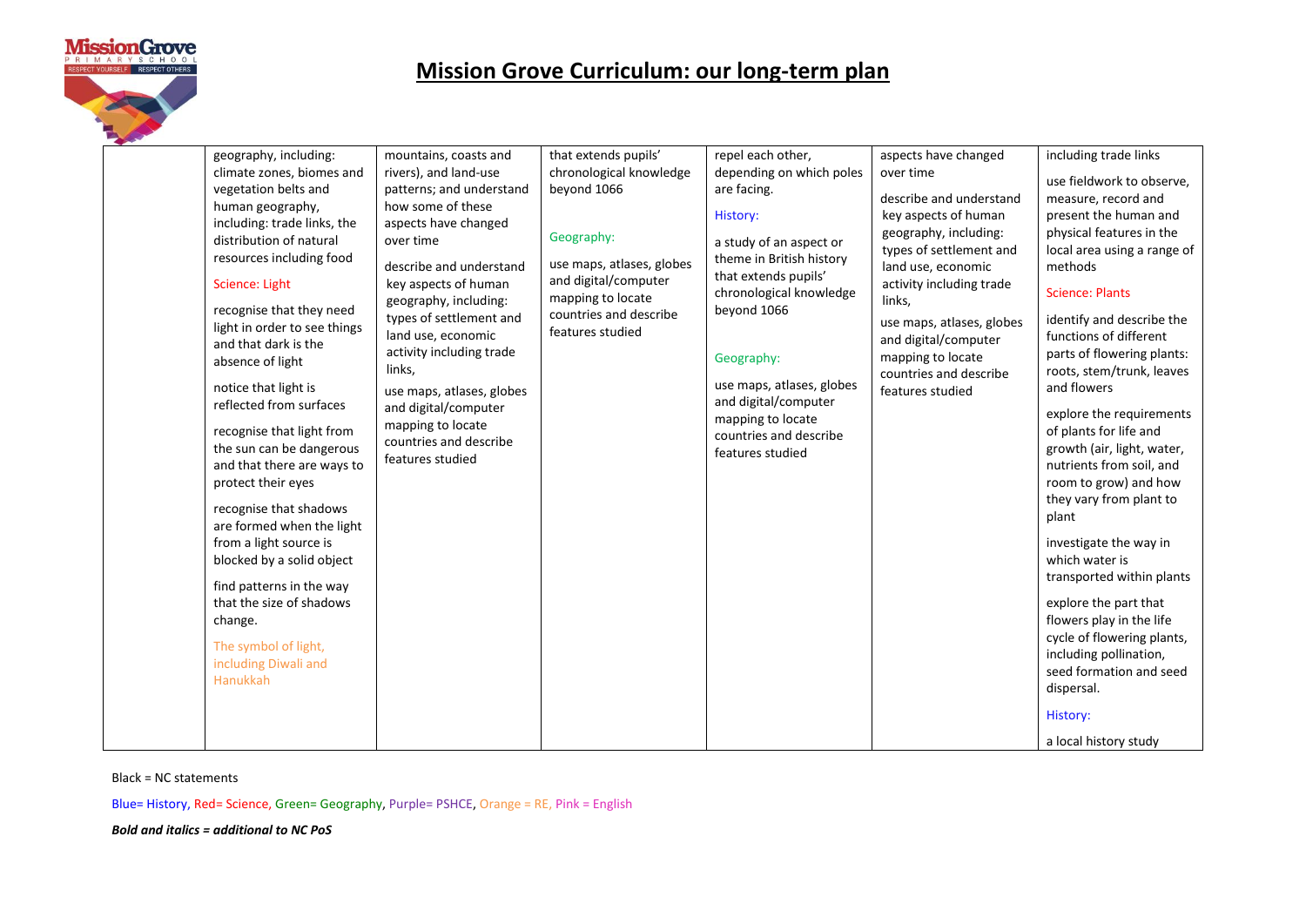# Mission Grove Curriculum: our long-term plan

| | | | | | | |
|---|---|---|---|---|---|---|
| | geography, including: climate zones, biomes and vegetation belts and human geography, including: trade links, the distribution of natural resources including food<br><br>Science: Light<br><br>recognise that they need light in order to see things and that dark is the absence of light<br><br>notice that light is reflected from surfaces<br><br>recognise that light from the sun can be dangerous and that there are ways to protect their eyes<br><br>recognise that shadows are formed when the light from a light source is blocked by a solid object<br><br>find patterns in the way that the size of shadows change.<br><br>The symbol of light, including Diwali and Hanukkah | mountains, coasts and rivers), and land-use patterns; and understand how some of these aspects have changed over time<br><br>describe and understand key aspects of human geography, including: types of settlement and land use, economic activity including trade links,<br><br>use maps, atlases, globes and digital/computer mapping to locate countries and describe features studied | that extends pupils' chronological knowledge beyond 1066<br><br>Geography:<br><br>use maps, atlases, globes and digital/computer mapping to locate countries and describe features studied | repel each other, depending on which poles are facing.<br><br>History:<br><br>a study of an aspect or theme in British history that extends pupils' chronological knowledge beyond 1066<br><br>Geography:<br><br>use maps, atlases, globes and digital/computer mapping to locate countries and describe features studied | aspects have changed over time<br><br>describe and understand key aspects of human geography, including: types of settlement and land use, economic activity including trade links,<br><br>use maps, atlases, globes and digital/computer mapping to locate countries and describe features studied | including trade links<br><br>use fieldwork to observe, measure, record and present the human and physical features in the local area using a range of methods<br><br>Science: Plants<br><br>identify and describe the functions of different parts of flowering plants: roots, stem/trunk, leaves and flowers<br><br>explore the requirements of plants for life and growth (air, light, water, nutrients from soil, and room to grow) and how they vary from plant to plant<br><br>investigate the way in which water is transported within plants<br><br>explore the part that flowers play in the life cycle of flowering plants, including pollination, seed formation and seed dispersal.<br><br>History:<br><br>a local history study |

Black = NC statements

Blue= History, Red= Science, Green= Geography, Purple= PSHCE, Orange = RE, Pink = English

***Bold and italics = additional to NC PoS***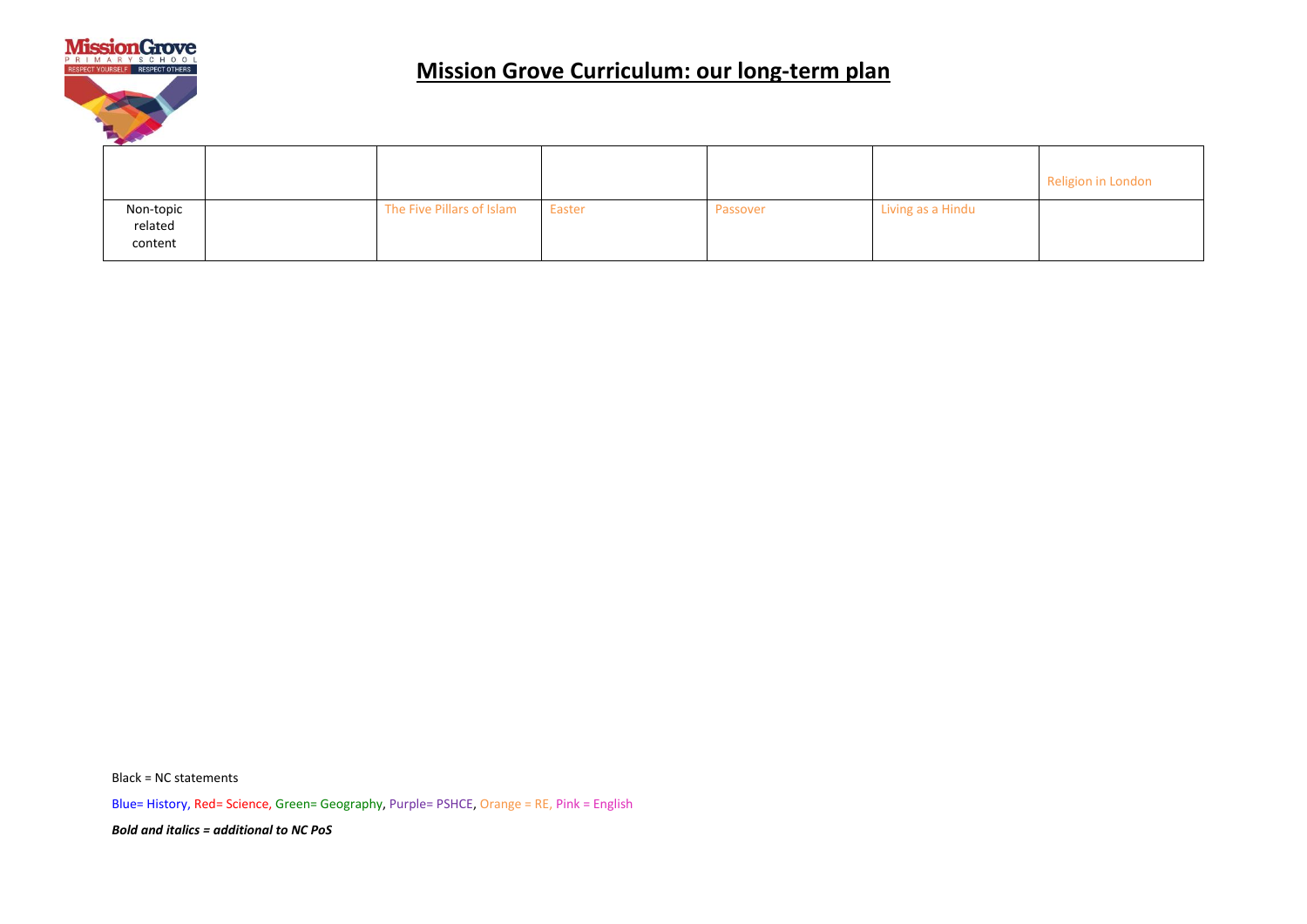# Mission Grove Curriculum: our long-term plan

| | | | | | | |
|---|---|---|---|---|---|---|
| | | | | | | Religion in London |
| Non-topic related content | | The Five Pillars of Islam | Easter | Passover | Living as a Hindu | |

Black = NC statements

Blue= History, Red= Science, Green= Geography, Purple= PSHCE, Orange = RE, Pink = English

***Bold and italics = additional to NC PoS***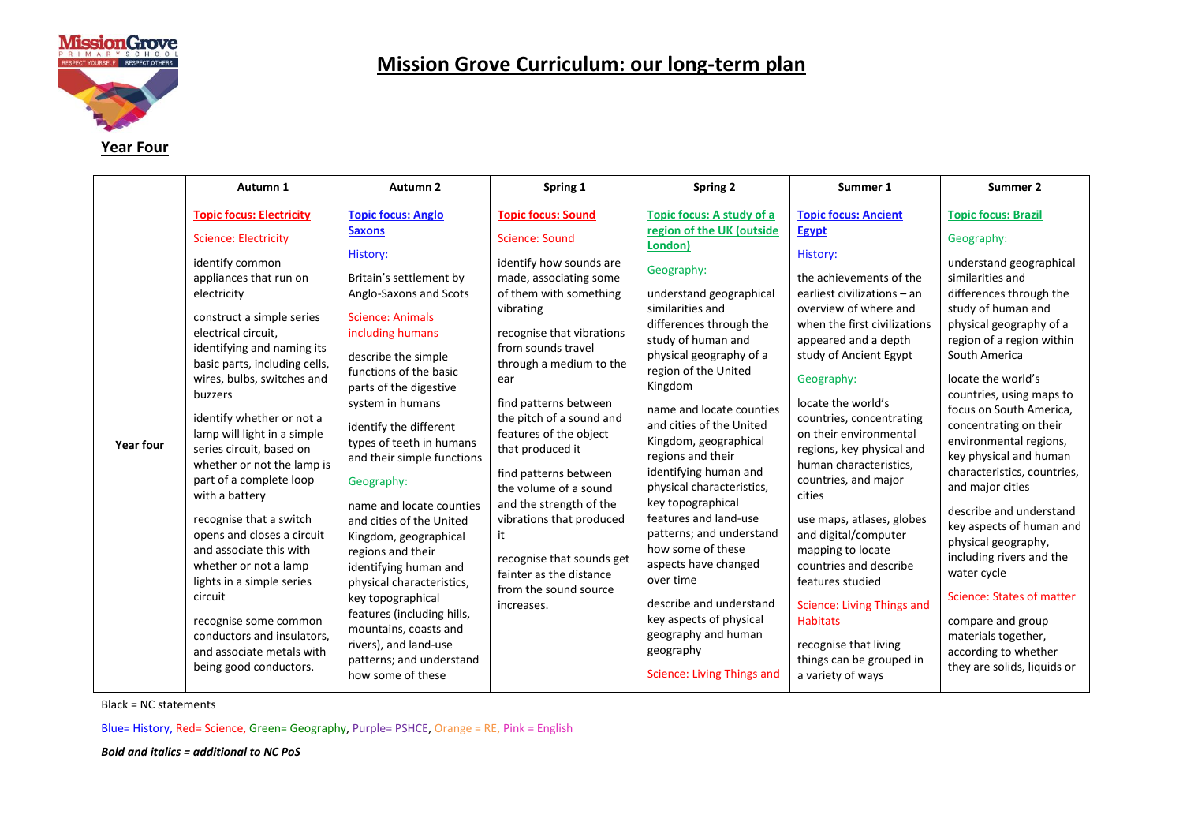# Mission Grove Curriculum: our long-term plan

## Year Four

| | Autumn 1 | Autumn 2 | Spring 1 | Spring 2 | Summer 1 | Summer 2 |
|---|---|---|---|---|---|---|
| **Year four** | **Topic focus: Electricity**<br><br>Science: Electricity<br><br>identify common appliances that run on electricity<br><br>construct a simple series electrical circuit, identifying and naming its basic parts, including cells, wires, bulbs, switches and buzzers<br><br>identify whether or not a lamp will light in a simple series circuit, based on whether or not the lamp is part of a complete loop with a battery<br><br>recognise that a switch opens and closes a circuit and associate this with whether or not a lamp lights in a simple series circuit<br><br>recognise some common conductors and insulators, and associate metals with being good conductors. | **Topic focus: Anglo Saxons**<br><br>History:<br><br>Britain's settlement by Anglo-Saxons and Scots<br><br>Science: Animals including humans<br><br>describe the simple functions of the basic parts of the digestive system in humans<br><br>identify the different types of teeth in humans and their simple functions<br><br>Geography:<br><br>name and locate counties and cities of the United Kingdom, geographical regions and their identifying human and physical characteristics, key topographical features (including hills, mountains, coasts and rivers), and land-use patterns; and understand how some of these | **Topic focus: Sound**<br><br>Science: Sound<br><br>identify how sounds are made, associating some of them with something vibrating<br><br>recognise that vibrations from sounds travel through a medium to the ear<br><br>find patterns between the pitch of a sound and features of the object that produced it<br><br>find patterns between the volume of a sound and the strength of the vibrations that produced it<br><br>recognise that sounds get fainter as the distance from the sound source increases. | **Topic focus: A study of a region of the UK (outside London)**<br><br>Geography:<br><br>understand geographical similarities and differences through the study of human and physical geography of a region of the United Kingdom<br><br>name and locate counties and cities of the United Kingdom, geographical regions and their identifying human and physical characteristics, key topographical features and land-use patterns; and understand how some of these aspects have changed over time<br><br>describe and understand key aspects of physical geography and human geography<br><br>Science: Living Things and | **Topic focus: Ancient Egypt**<br><br>History:<br><br>the achievements of the earliest civilizations – an overview of where and when the first civilizations appeared and a depth study of Ancient Egypt<br><br>Geography:<br><br>locate the world's countries, concentrating on their environmental regions, key physical and human characteristics, countries, and major cities<br><br>use maps, atlases, globes and digital/computer mapping to locate countries and describe features studied<br><br>Science: Living Things and Habitats<br><br>recognise that living things can be grouped in a variety of ways | **Topic focus: Brazil**<br><br>Geography:<br><br>understand geographical similarities and differences through the study of human and physical geography of a region of a region within South America<br><br>locate the world's countries, using maps to focus on South America, concentrating on their environmental regions, key physical and human characteristics, countries, and major cities<br><br>describe and understand key aspects of human and physical geography, including rivers and the water cycle<br><br>Science: States of matter<br><br>compare and group materials together, according to whether they are solids, liquids or |

Black = NC statements

Blue= History, Red= Science, Green= Geography, Purple= PSHCE, Orange = RE, Pink = English

***Bold and italics = additional to NC PoS***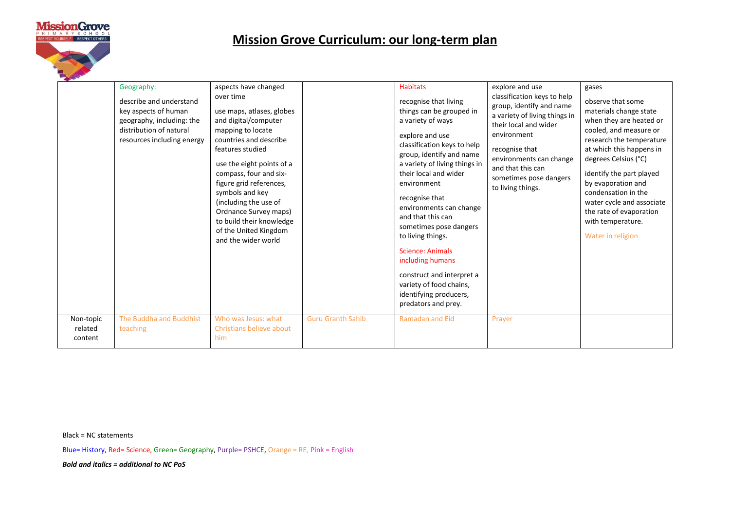# Mission Grove Curriculum: our long-term plan

| | | | | | | |
|---|---|---|---|---|---|---|
| | Geography:<br><br>describe and understand key aspects of human geography, including: the distribution of natural resources including energy | aspects have changed over time<br><br>use maps, atlases, globes and digital/computer mapping to locate countries and describe features studied<br><br>use the eight points of a compass, four and six-figure grid references, symbols and key (including the use of Ordnance Survey maps) to build their knowledge of the United Kingdom and the wider world | | Habitats<br><br>recognise that living things can be grouped in a variety of ways<br><br>explore and use classification keys to help group, identify and name a variety of living things in their local and wider environment<br><br>recognise that environments can change and that this can sometimes pose dangers to living things.<br><br>Science: Animals including humans<br><br>construct and interpret a variety of food chains, identifying producers, predators and prey. | explore and use classification keys to help group, identify and name a variety of living things in their local and wider environment<br><br>recognise that environments can change and that this can sometimes pose dangers to living things. | gases<br><br>observe that some materials change state when they are heated or cooled, and measure or research the temperature at which this happens in degrees Celsius (°C)<br><br>identify the part played by evaporation and condensation in the water cycle and associate the rate of evaporation with temperature.<br><br>Water in religion |
| Non-topic related content | The Buddha and Buddhist teaching | Who was Jesus: what Christians believe about him | Guru Granth Sahib | Ramadan and Eid | Prayer | |

Black = NC statements

Blue= History, Red= Science, Green= Geography, Purple= PSHCE, Orange = RE, Pink = English

***Bold and italics = additional to NC PoS***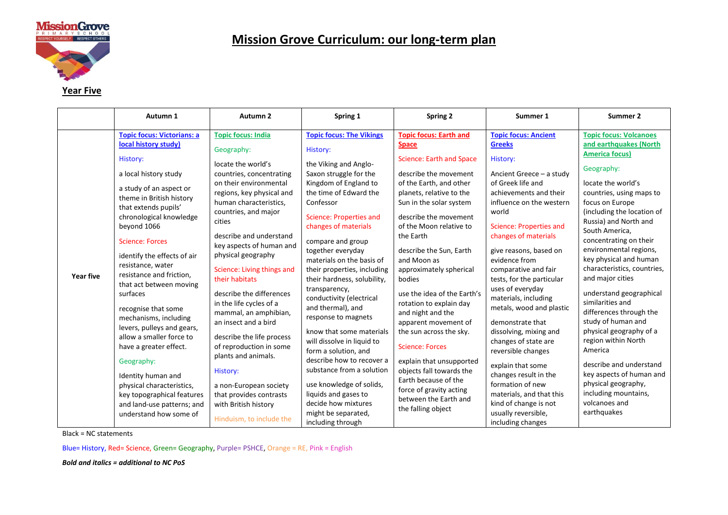# Mission Grove Curriculum: our long-term plan

## Year Five

| | Autumn 1 | Autumn 2 | Spring 1 | Spring 2 | Summer 1 | Summer 2 |
|---|---|---|---|---|---|---|
| **Year five** | **Topic focus: Victorians: a local history study)**<br><br>History:<br><br>a local history study<br><br>a study of an aspect or theme in British history that extends pupils' chronological knowledge beyond 1066<br><br>Science: Forces<br><br>identify the effects of air resistance, water resistance and friction, that act between moving surfaces<br><br>recognise that some mechanisms, including levers, pulleys and gears, allow a smaller force to have a greater effect.<br><br>Geography:<br><br>Identity human and physical characteristics, key topographical features and land-use patterns; and understand how some of | **Topic focus: India**<br><br>Geography:<br><br>locate the world's countries, concentrating on their environmental regions, key physical and human characteristics, countries, and major cities<br><br>describe and understand key aspects of human and physical geography<br><br>Science: Living things and their habitats<br><br>describe the differences in the life cycles of a mammal, an amphibian, an insect and a bird<br><br>describe the life process of reproduction in some plants and animals.<br><br>History:<br><br>a non-European society that provides contrasts with British history<br><br>Hinduism, to include the | **Topic focus: The Vikings**<br><br>History:<br><br>the Viking and Anglo-Saxon struggle for the Kingdom of England to the time of Edward the Confessor<br><br>Science: Properties and changes of materials<br><br>compare and group together everyday materials on the basis of their properties, including their hardness, solubility, transparency, conductivity (electrical and thermal), and response to magnets<br><br>know that some materials will dissolve in liquid to form a solution, and describe how to recover a substance from a solution<br><br>use knowledge of solids, liquids and gases to decide how mixtures might be separated, including through | **Topic focus: Earth and Space**<br><br>Science: Earth and Space<br><br>describe the movement of the Earth, and other planets, relative to the Sun in the solar system<br><br>describe the movement of the Moon relative to the Earth<br><br>describe the Sun, Earth and Moon as approximately spherical bodies<br><br>use the idea of the Earth's rotation to explain day and night and the apparent movement of the sun across the sky.<br><br>Science: Forces<br><br>explain that unsupported objects fall towards the Earth because of the force of gravity acting between the Earth and the falling object | **Topic focus: Ancient Greeks**<br><br>History:<br><br>Ancient Greece – a study of Greek life and achievements and their influence on the western world<br><br>Science: Properties and changes of materials<br><br>give reasons, based on evidence from comparative and fair tests, for the particular uses of everyday materials, including metals, wood and plastic<br><br>demonstrate that dissolving, mixing and changes of state are reversible changes<br><br>explain that some changes result in the formation of new materials, and that this kind of change is not usually reversible, including changes | **Topic focus: Volcanoes and earthquakes (North America focus)**<br><br>Geography:<br><br>locate the world's countries, using maps to focus on Europe (including the location of Russia) and North and South America, concentrating on their environmental regions, key physical and human characteristics, countries, and major cities<br><br>understand geographical similarities and differences through the study of human and physical geography of a region within North America<br><br>describe and understand key aspects of human and physical geography, including mountains, volcanoes and earthquakes |

Black = NC statements

Blue= History, Red= Science, Green= Geography, Purple= PSHCE, Orange = RE, Pink = English

***Bold and italics = additional to NC PoS***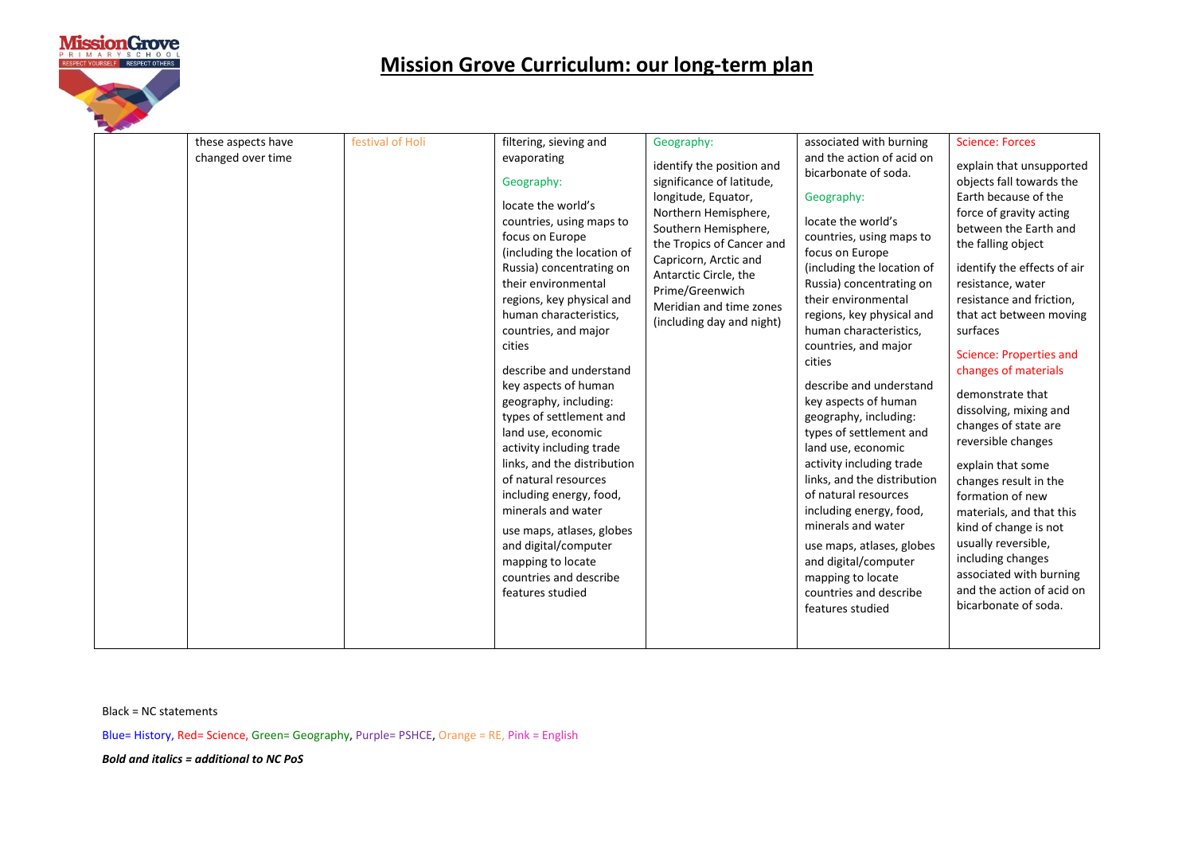# Mission Grove Curriculum: our long-term plan

| | | | | | | |
|---|---|---|---|---|---|---|
| | these aspects have changed over time | festival of Holi | filtering, sieving and evaporating<br><br>Geography:<br><br>locate the world's countries, using maps to focus on Europe (including the location of Russia) concentrating on their environmental regions, key physical and human characteristics, countries, and major cities<br><br>describe and understand key aspects of human geography, including: types of settlement and land use, economic activity including trade links, and the distribution of natural resources including energy, food, minerals and water<br><br>use maps, atlases, globes and digital/computer mapping to locate countries and describe features studied | Geography:<br><br>identify the position and significance of latitude, longitude, Equator, Northern Hemisphere, Southern Hemisphere, the Tropics of Cancer and Capricorn, Arctic and Antarctic Circle, the Prime/Greenwich Meridian and time zones (including day and night) | associated with burning and the action of acid on bicarbonate of soda.<br><br>Geography:<br><br>locate the world's countries, using maps to focus on Europe (including the location of Russia) concentrating on their environmental regions, key physical and human characteristics, countries, and major cities<br><br>describe and understand key aspects of human geography, including: types of settlement and land use, economic activity including trade links, and the distribution of natural resources including energy, food, minerals and water<br><br>use maps, atlases, globes and digital/computer mapping to locate countries and describe features studied | Science: Forces<br><br>explain that unsupported objects fall towards the Earth because of the force of gravity acting between the Earth and the falling object<br><br>identify the effects of air resistance, water resistance and friction, that act between moving surfaces<br><br>Science: Properties and changes of materials<br><br>demonstrate that dissolving, mixing and changes of state are reversible changes<br><br>explain that some changes result in the formation of new materials, and that this kind of change is not usually reversible, including changes associated with burning and the action of acid on bicarbonate of soda. |

Black = NC statements

Blue= History, Red= Science, Green= Geography, Purple= PSHCE, Orange = RE, Pink = English

***Bold and italics = additional to NC PoS***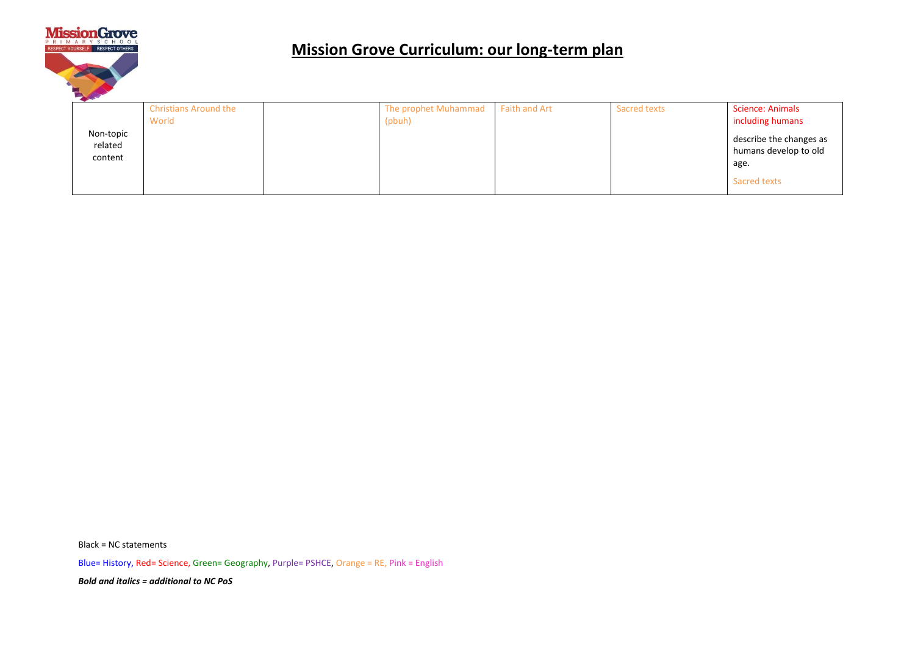# Mission Grove Curriculum: our long-term plan

| Non-topic related content | Christians Around the World | | The prophet Muhammad (pbuh) | Faith and Art | Sacred texts | Science: Animals including humans<br><br>describe the changes as humans develop to old age.<br><br>Sacred texts |
|---|---|---|---|---|---|---|

Black = NC statements

Blue= History, Red= Science, Green= Geography, Purple= PSHCE, Orange = RE, Pink = English

***Bold and italics = additional to NC PoS***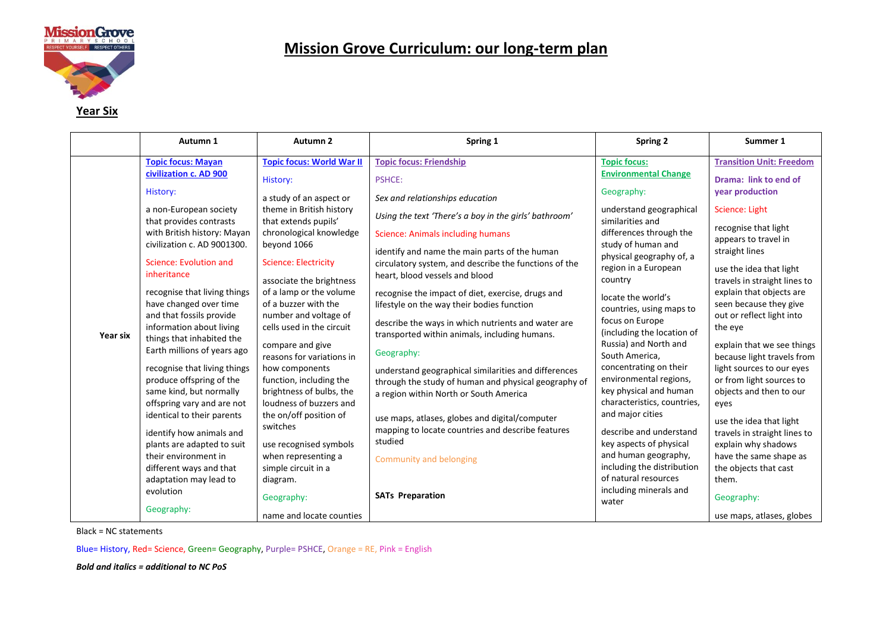# Mission Grove Curriculum: our long-term plan

**Year Six**

| | Autumn 1 | Autumn 2 | Spring 1 | Spring 2 | Summer 1 |
|---|---|---|---|---|---|
| Year six | **Topic focus: Mayan civilization c. AD 900**<br><br>History:<br><br>a non-European society that provides contrasts with British history: Mayan civilization c. AD 9001300.<br><br>Science: Evolution and inheritance<br><br>recognise that living things have changed over time and that fossils provide information about living things that inhabited the Earth millions of years ago<br><br>recognise that living things produce offspring of the same kind, but normally offspring vary and are not identical to their parents<br><br>identify how animals and plants are adapted to suit their environment in different ways and that adaptation may lead to evolution<br><br>Geography: | **Topic focus: World War II**<br><br>History:<br><br>a study of an aspect or theme in British history that extends pupils' chronological knowledge beyond 1066<br><br>Science: Electricity<br><br>associate the brightness of a lamp or the volume of a buzzer with the number and voltage of cells used in the circuit<br><br>compare and give reasons for variations in how components function, including the brightness of bulbs, the loudness of buzzers and the on/off position of switches<br><br>use recognised symbols when representing a simple circuit in a diagram.<br><br>Geography:<br><br>name and locate counties | **Topic focus: Friendship**<br><br>PSHCE:<br><br>*Sex and relationships education*<br><br>*Using the text 'There's a boy in the girls' bathroom'*<br><br>Science: Animals including humans<br><br>identify and name the main parts of the human circulatory system, and describe the functions of the heart, blood vessels and blood<br><br>recognise the impact of diet, exercise, drugs and lifestyle on the way their bodies function<br><br>describe the ways in which nutrients and water are transported within animals, including humans.<br><br>Geography:<br><br>understand geographical similarities and differences through the study of human and physical geography of a region within North or South America<br><br>use maps, atlases, globes and digital/computer mapping to locate countries and describe features studied<br><br>Community and belonging<br><br>**SATs Preparation** | **Topic focus: Environmental Change**<br><br>Geography:<br><br>understand geographical similarities and differences through the study of human and physical geography of, a region in a European country<br><br>locate the world's countries, using maps to focus on Europe (including the location of Russia) and North and South America, concentrating on their environmental regions, key physical and human characteristics, countries, and major cities<br><br>describe and understand key aspects of physical and human geography, including the distribution of natural resources including minerals and water | **Transition Unit: Freedom**<br><br>**Drama: link to end of year production**<br><br>Science: Light<br><br>recognise that light appears to travel in straight lines<br><br>use the idea that light travels in straight lines to explain that objects are seen because they give out or reflect light into the eye<br><br>explain that we see things because light travels from light sources to our eyes or from light sources to objects and then to our eyes<br><br>use the idea that light travels in straight lines to explain why shadows have the same shape as the objects that cast them.<br><br>Geography:<br><br>use maps, atlases, globes |

Black = NC statements

Blue= History, Red= Science, Green= Geography, Purple= PSHCE, Orange = RE, Pink = English

***Bold and italics = additional to NC PoS***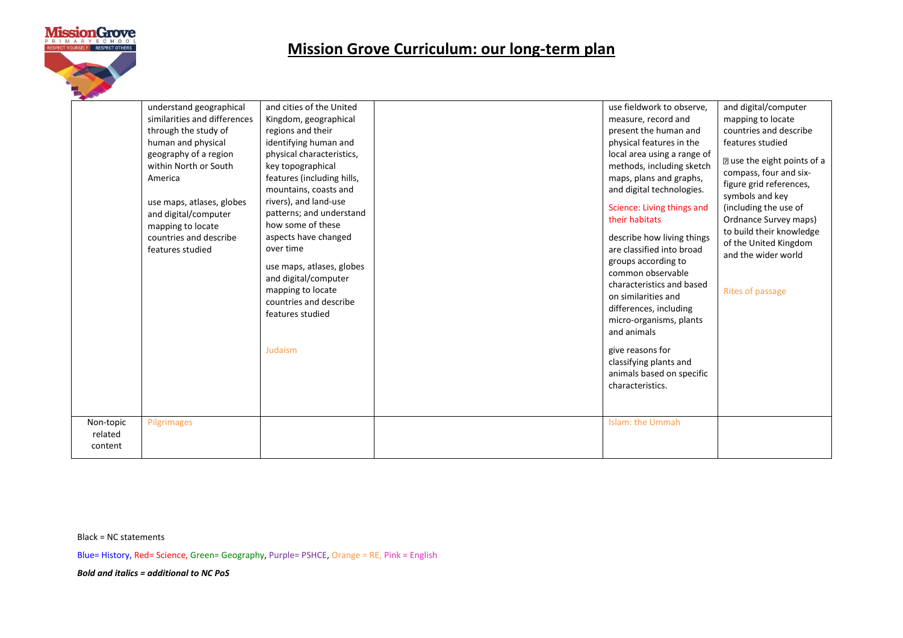# Mission Grove Curriculum: our long-term plan

| | | | | | |
|---|---|---|---|---|---|
| | understand geographical similarities and differences through the study of human and physical geography of a region within North or South America<br><br>use maps, atlases, globes and digital/computer mapping to locate countries and describe features studied | and cities of the United Kingdom, geographical regions and their identifying human and physical characteristics, key topographical features (including hills, mountains, coasts and rivers), and land-use patterns; and understand how some of these aspects have changed over time<br><br>use maps, atlases, globes and digital/computer mapping to locate countries and describe features studied<br><br>Judaism | | use fieldwork to observe, measure, record and present the human and physical features in the local area using a range of methods, including sketch maps, plans and graphs, and digital technologies.<br><br>Science: Living things and their habitats<br><br>describe how living things are classified into broad groups according to common observable characteristics and based on similarities and differences, including micro-organisms, plants and animals<br><br>give reasons for classifying plants and animals based on specific characteristics. | and digital/computer mapping to locate countries and describe features studied<br><br>use the eight points of a compass, four and six-figure grid references, symbols and key (including the use of Ordnance Survey maps) to build their knowledge of the United Kingdom and the wider world<br><br>Rites of passage |
| Non-topic related content | Pilgrimages | | | Islam: the Ummah | |

Black = NC statements

Blue= History, Red= Science, Green= Geography, Purple= PSHCE, Orange = RE, Pink = English

***Bold and italics = additional to NC PoS***